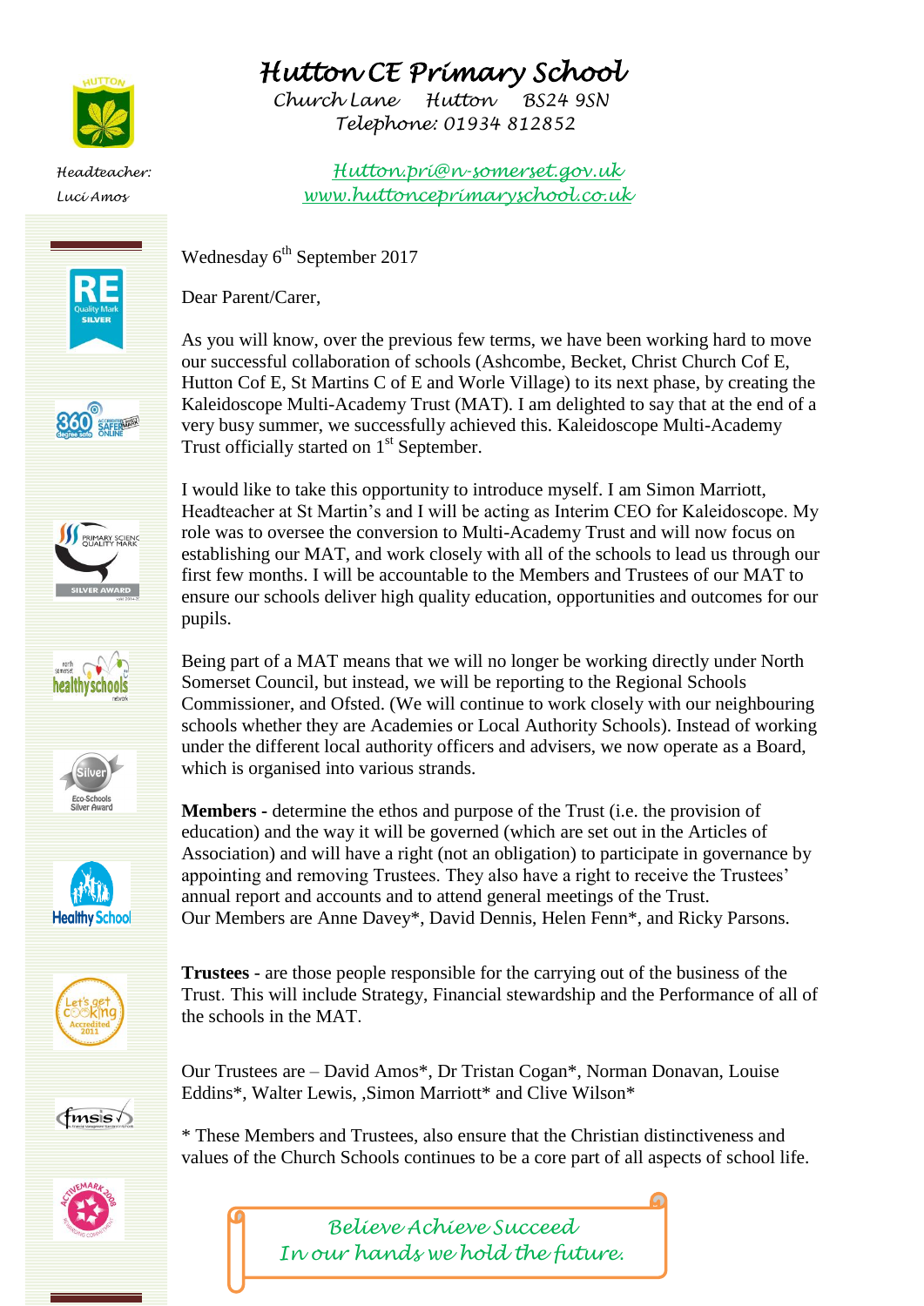# Hutton CE Primary School

Church Lane Hutton BS24 9SN
Telephone: 01934 812852

Headteacher: Luci Amos

Hutton.pri@n-somerset.gov.uk
www.huttonceprimaryschool.co.uk

Wednesday 6th September 2017

Dear Parent/Carer,

As you will know, over the previous few terms, we have been working hard to move our successful collaboration of schools (Ashcombe, Becket, Christ Church Cof E, Hutton Cof E, St Martins C of E and Worle Village) to its next phase, by creating the Kaleidoscope Multi-Academy Trust (MAT). I am delighted to say that at the end of a very busy summer, we successfully achieved this. Kaleidoscope Multi-Academy Trust officially started on 1st September.

I would like to take this opportunity to introduce myself. I am Simon Marriott, Headteacher at St Martin's and I will be acting as Interim CEO for Kaleidoscope. My role was to oversee the conversion to Multi-Academy Trust and will now focus on establishing our MAT, and work closely with all of the schools to lead us through our first few months. I will be accountable to the Members and Trustees of our MAT to ensure our schools deliver high quality education, opportunities and outcomes for our pupils.

Being part of a MAT means that we will no longer be working directly under North Somerset Council, but instead, we will be reporting to the Regional Schools Commissioner, and Ofsted. (We will continue to work closely with our neighbouring schools whether they are Academies or Local Authority Schools). Instead of working under the different local authority officers and advisers, we now operate as a Board, which is organised into various strands.

**Members -** determine the ethos and purpose of the Trust (i.e. the provision of education) and the way it will be governed (which are set out in the Articles of Association) and will have a right (not an obligation) to participate in governance by appointing and removing Trustees. They also have a right to receive the Trustees' annual report and accounts and to attend general meetings of the Trust.
Our Members are Anne Davey*, David Dennis, Helen Fenn*, and Ricky Parsons.

**Trustees** - are those people responsible for the carrying out of the business of the Trust. This will include Strategy, Financial stewardship and the Performance of all of the schools in the MAT.

Our Trustees are – David Amos*, Dr Tristan Cogan*, Norman Donavan, Louise Eddins*, Walter Lewis, ,Simon Marriott* and Clive Wilson*

* These Members and Trustees, also ensure that the Christian distinctiveness and values of the Church Schools continues to be a core part of all aspects of school life.

*Believe Achieve Succeed*
*In our hands we hold the future.*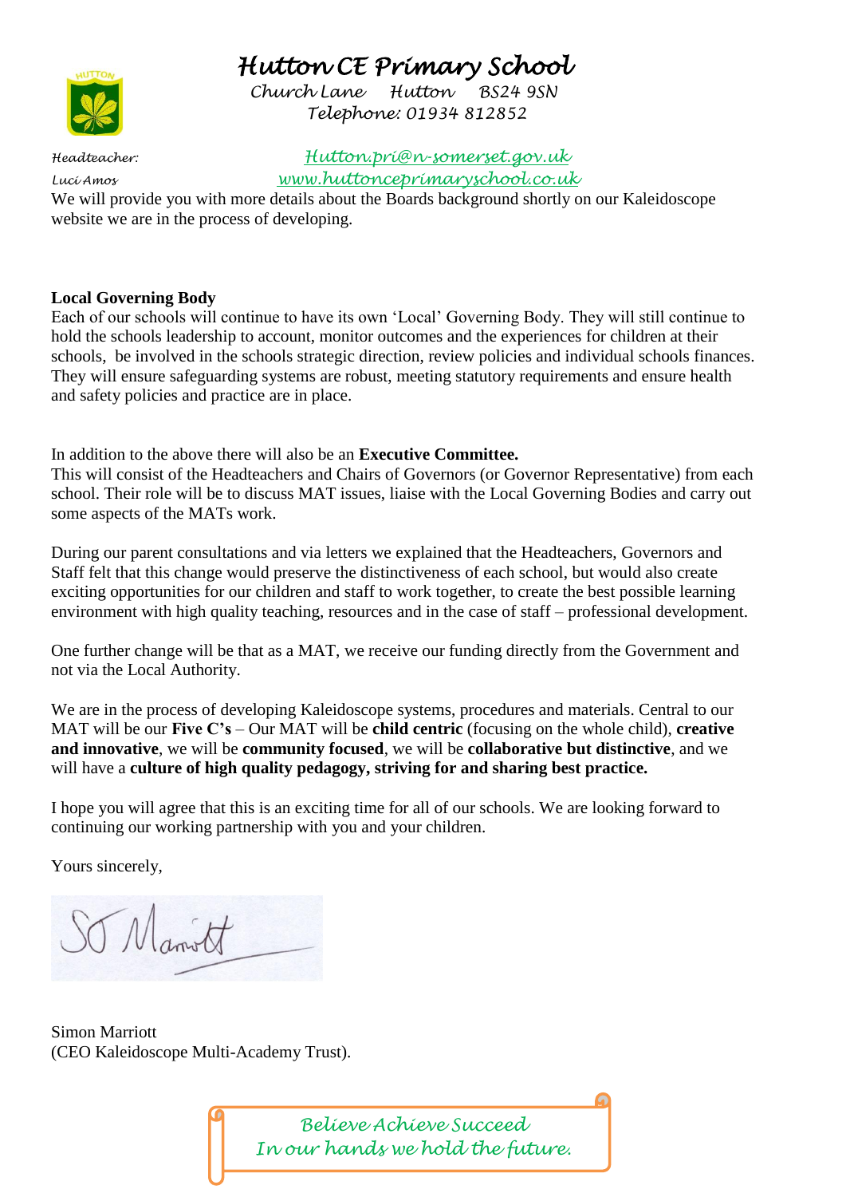# Hutton CE Primary School

Church Lane  Hutton  BS24 9SN
Telephone: 01934 812852

Headteacher: Luci Amos

Hutton.pri@n-somerset.gov.uk
www.huttonceprimaryschool.co.uk

We will provide you with more details about the Boards background shortly on our Kaleidoscope website we are in the process of developing.

**Local Governing Body**

Each of our schools will continue to have its own 'Local' Governing Body. They will still continue to hold the schools leadership to account, monitor outcomes and the experiences for children at their schools, be involved in the schools strategic direction, review policies and individual schools finances. They will ensure safeguarding systems are robust, meeting statutory requirements and ensure health and safety policies and practice are in place.

In addition to the above there will also be an **Executive Committee.**

This will consist of the Headteachers and Chairs of Governors (or Governor Representative) from each school. Their role will be to discuss MAT issues, liaise with the Local Governing Bodies and carry out some aspects of the MATs work.

During our parent consultations and via letters we explained that the Headteachers, Governors and Staff felt that this change would preserve the distinctiveness of each school, but would also create exciting opportunities for our children and staff to work together, to create the best possible learning environment with high quality teaching, resources and in the case of staff – professional development.

One further change will be that as a MAT, we receive our funding directly from the Government and not via the Local Authority.

We are in the process of developing Kaleidoscope systems, procedures and materials. Central to our MAT will be our **Five C's** – Our MAT will be **child centric** (focusing on the whole child), **creative and innovative**, we will be **community focused**, we will be **collaborative but distinctive**, and we will have a **culture of high quality pedagogy, striving for and sharing best practice.**

I hope you will agree that this is an exciting time for all of our schools. We are looking forward to continuing our working partnership with you and your children.

Yours sincerely,

SJ Marriott

Simon Marriott
(CEO Kaleidoscope Multi-Academy Trust).

*Believe Achieve Succeed*
*In our hands we hold the future.*